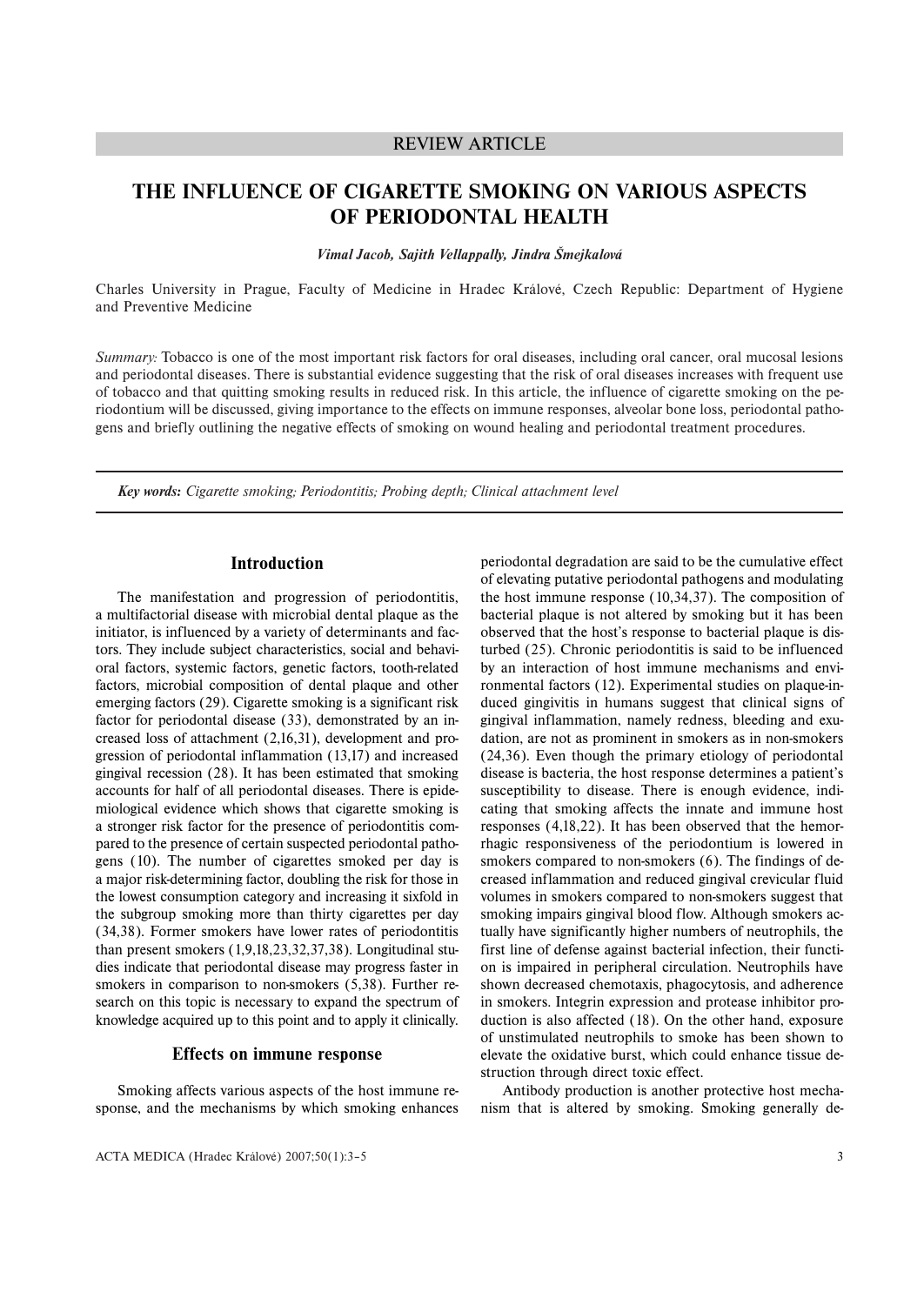REVIEW ARTICLE

# THE INFLUENCE OF CIGARETTE SMOKING ON VARIOUS ASPECTS OF PERIODONTAL HEALTH

***Vimal Jacob, Sajith Vellappally, Jindra Šmejkalová***

Charles University in Prague, Faculty of Medicine in Hradec Králové, Czech Republic: Department of Hygiene and Preventive Medicine

*Summary:* Tobacco is one of the most important risk factors for oral diseases, including oral cancer, oral mucosal lesions and periodontal diseases. There is substantial evidence suggesting that the risk of oral diseases increases with frequent use of tobacco and that quitting smoking results in reduced risk. In this article, the influence of cigarette smoking on the periodontium will be discussed, giving importance to the effects on immune responses, alveolar bone loss, periodontal pathogens and briefly outlining the negative effects of smoking on wound healing and periodontal treatment procedures.

***Key words:*** *Cigarette smoking; Periodontitis; Probing depth; Clinical attachment level*

## Introduction

The manifestation and progression of periodontitis, a multifactorial disease with microbial dental plaque as the initiator, is influenced by a variety of determinants and factors. They include subject characteristics, social and behavioral factors, systemic factors, genetic factors, tooth-related factors, microbial composition of dental plaque and other emerging factors (29). Cigarette smoking is a significant risk factor for periodontal disease (33), demonstrated by an increased loss of attachment (2,16,31), development and progression of periodontal inflammation (13,17) and increased gingival recession (28). It has been estimated that smoking accounts for half of all periodontal diseases. There is epidemiological evidence which shows that cigarette smoking is a stronger risk factor for the presence of periodontitis compared to the presence of certain suspected periodontal pathogens (10). The number of cigarettes smoked per day is a major risk-determining factor, doubling the risk for those in the lowest consumption category and increasing it sixfold in the subgroup smoking more than thirty cigarettes per day (34,38). Former smokers have lower rates of periodontitis than present smokers (1,9,18,23,32,37,38). Longitudinal studies indicate that periodontal disease may progress faster in smokers in comparison to non-smokers (5,38). Further research on this topic is necessary to expand the spectrum of knowledge acquired up to this point and to apply it clinically.

## Effects on immune response

Smoking affects various aspects of the host immune response, and the mechanisms by which smoking enhances periodontal degradation are said to be the cumulative effect of elevating putative periodontal pathogens and modulating the host immune response (10,34,37). The composition of bacterial plaque is not altered by smoking but it has been observed that the host's response to bacterial plaque is disturbed (25). Chronic periodontitis is said to be influenced by an interaction of host immune mechanisms and environmental factors (12). Experimental studies on plaque-induced gingivitis in humans suggest that clinical signs of gingival inflammation, namely redness, bleeding and exudation, are not as prominent in smokers as in non-smokers (24,36). Even though the primary etiology of periodontal disease is bacteria, the host response determines a patient's susceptibility to disease. There is enough evidence, indicating that smoking affects the innate and immune host responses (4,18,22). It has been observed that the hemorrhagic responsiveness of the periodontium is lowered in smokers compared to non-smokers (6). The findings of decreased inflammation and reduced gingival crevicular fluid volumes in smokers compared to non-smokers suggest that smoking impairs gingival blood flow. Although smokers actually have significantly higher numbers of neutrophils, the first line of defense against bacterial infection, their function is impaired in peripheral circulation. Neutrophils have shown decreased chemotaxis, phagocytosis, and adherence in smokers. Integrin expression and protease inhibitor production is also affected (18). On the other hand, exposure of unstimulated neutrophils to smoke has been shown to elevate the oxidative burst, which could enhance tissue destruction through direct toxic effect.

Antibody production is another protective host mechanism that is altered by smoking. Smoking generally de-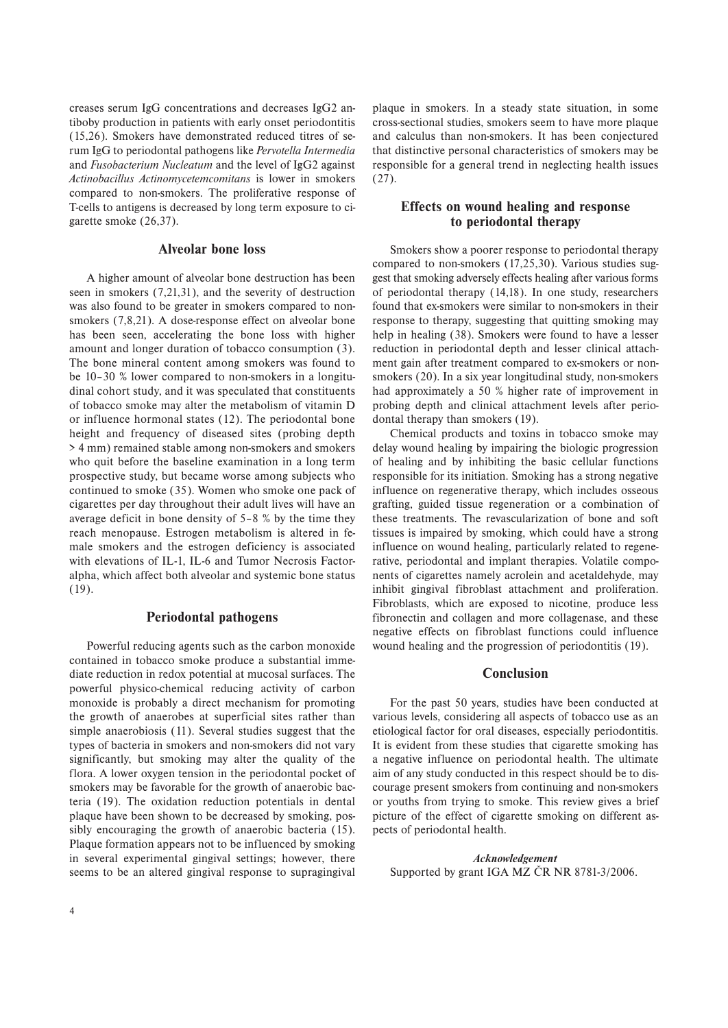creases serum IgG concentrations and decreases IgG2 antiboby production in patients with early onset periodontitis (15,26). Smokers have demonstrated reduced titres of serum IgG to periodontal pathogens like *Pervotella Intermedia* and *Fusobacterium Nucleatum* and the level of IgG2 against *Actinobacillus Actinomycetemcomitans* is lower in smokers compared to non-smokers. The proliferative response of T-cells to antigens is decreased by long term exposure to cigarette smoke (26,37).

## Alveolar bone loss

A higher amount of alveolar bone destruction has been seen in smokers (7,21,31), and the severity of destruction was also found to be greater in smokers compared to non-smokers (7,8,21). A dose-response effect on alveolar bone has been seen, accelerating the bone loss with higher amount and longer duration of tobacco consumption (3). The bone mineral content among smokers was found to be 10–30 % lower compared to non-smokers in a longitudinal cohort study, and it was speculated that constituents of tobacco smoke may alter the metabolism of vitamin D or influence hormonal states (12). The periodontal bone height and frequency of diseased sites (probing depth > 4 mm) remained stable among non-smokers and smokers who quit before the baseline examination in a long term prospective study, but became worse among subjects who continued to smoke (35). Women who smoke one pack of cigarettes per day throughout their adult lives will have an average deficit in bone density of 5–8 % by the time they reach menopause. Estrogen metabolism is altered in female smokers and the estrogen deficiency is associated with elevations of IL-1, IL-6 and Tumor Necrosis Factor-alpha, which affect both alveolar and systemic bone status (19).

## Periodontal pathogens

Powerful reducing agents such as the carbon monoxide contained in tobacco smoke produce a substantial immediate reduction in redox potential at mucosal surfaces. The powerful physico-chemical reducing activity of carbon monoxide is probably a direct mechanism for promoting the growth of anaerobes at superficial sites rather than simple anaerobiosis (11). Several studies suggest that the types of bacteria in smokers and non-smokers did not vary significantly, but smoking may alter the quality of the flora. A lower oxygen tension in the periodontal pocket of smokers may be favorable for the growth of anaerobic bacteria (19). The oxidation reduction potentials in dental plaque have been shown to be decreased by smoking, possibly encouraging the growth of anaerobic bacteria (15). Plaque formation appears not to be influenced by smoking in several experimental gingival settings; however, there seems to be an altered gingival response to supragingival plaque in smokers. In a steady state situation, in some cross-sectional studies, smokers seem to have more plaque and calculus than non-smokers. It has been conjectured that distinctive personal characteristics of smokers may be responsible for a general trend in neglecting health issues (27).

## Effects on wound healing and response to periodontal therapy

Smokers show a poorer response to periodontal therapy compared to non-smokers (17,25,30). Various studies suggest that smoking adversely effects healing after various forms of periodontal therapy (14,18). In one study, researchers found that ex-smokers were similar to non-smokers in their response to therapy, suggesting that quitting smoking may help in healing (38). Smokers were found to have a lesser reduction in periodontal depth and lesser clinical attachment gain after treatment compared to ex-smokers or non-smokers (20). In a six year longitudinal study, non-smokers had approximately a 50 % higher rate of improvement in probing depth and clinical attachment levels after periodontal therapy than smokers (19).

Chemical products and toxins in tobacco smoke may delay wound healing by impairing the biologic progression of healing and by inhibiting the basic cellular functions responsible for its initiation. Smoking has a strong negative influence on regenerative therapy, which includes osseous grafting, guided tissue regeneration or a combination of these treatments. The revascularization of bone and soft tissues is impaired by smoking, which could have a strong influence on wound healing, particularly related to regenerative, periodontal and implant therapies. Volatile components of cigarettes namely acrolein and acetaldehyde, may inhibit gingival fibroblast attachment and proliferation. Fibroblasts, which are exposed to nicotine, produce less fibronectin and collagen and more collagenase, and these negative effects on fibroblast functions could influence wound healing and the progression of periodontitis (19).

## Conclusion

For the past 50 years, studies have been conducted at various levels, considering all aspects of tobacco use as an etiological factor for oral diseases, especially periodontitis. It is evident from these studies that cigarette smoking has a negative influence on periodontal health. The ultimate aim of any study conducted in this respect should be to discourage present smokers from continuing and non-smokers or youths from trying to smoke. This review gives a brief picture of the effect of cigarette smoking on different aspects of periodontal health.

***Acknowledgement***

Supported by grant IGA MZ ČR NR 8781-3/2006.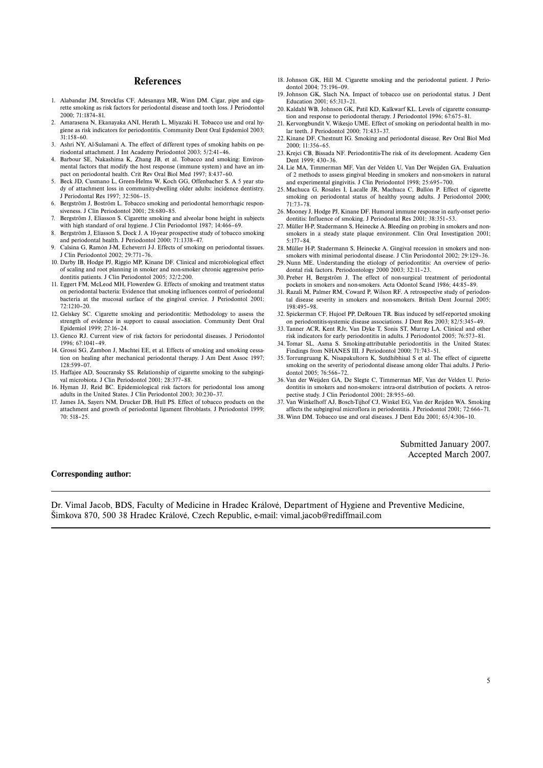## References

1. Alabandar JM, Streckfus CF, Adesanaya MR, Winn DM. Cigar, pipe and cigarette smoking as risk factors for periodontal disease and tooth loss. J Periodontol 2000; 71:1874–81.
2. Amarasena N, Ekanayaka ANI, Herath L, Miyazaki H. Tobacco use and oral hygiene as risk indicators for periodontitis. Community Dent Oral Epidemiol 2003; 31:158–60.
3. Ashri NY, Al-Sulamani A. The effect of different types of smoking habits on periodontal attachment. J Int Academy Periodontol 2003; 5/2:41–46.
4. Barbour SE, Nakashima K, Zhang JB, et al. Tobacco and smoking: Environmental factors that modify the host response (immune system) and have an impact on periodontal health. Crit Rev Oral Biol Med 1997; 8:437–60.
5. Beck JD, Cusmano L, Green-Helms W, Koch GG, Offenbacher S. A 5 year study of attachment loss in community-dwelling older adults: incidence dentistry. J Periodontal Res 1997; 32:506–15.
6. Bergström J, Boström L. Tobacco smoking and periodontal hemorrhagic responsiveness. J Clin Periodontol 2001; 28:680–85.
7. Bergström J, Eliasson S. Cigarette smoking and alveolar bone height in subjects with high standard of oral hygiene. J Clin Periodontol 1987; 14:466–69.
8. Bergström J, Eliasson S, Dock J. A 10-year prospective study of tobacco smoking and periodontal health. J Periodontol 2000; 71:1338–47.
9. Calsina G, Ramón J-M, Echeverri J-J. Effects of smoking on periodontal tissues. J Clin Periodontol 2002; 29:771–76.
10. Darby IB, Hodge PJ, Riggio MP, Kinane DF. Clinical and microbiological effect of scaling and root planning in smoker and non-smoker chronic aggressive periodontitis patients. J Clin Periodontol 2005; 32/2:200.
11. Eggert FM, McLeod MH, Flowerdew G. Effects of smoking and treatment status on periodontal bacteria: Evidence that smoking influences control of periodontal bacteria at the mucosal surface of the gingival crevice. J Periodontol 2001; 72:1210–20.
12. Gelskey SC. Cigarette smoking and periodontitis: Methodology to assess the strength of evidence in support to causal association. Community Dent Oral Epidemiol 1999; 27:16–24.
13. Genco RJ. Current view of risk factors for periodontal diseases. J Periodontol 1996; 67:1041–49.
14. Grossi SG, Zambon J, Machtei EE, et al. Effects of smoking and smoking cessation on healing after mechanical periodontal therapy. J Am Dent Assoc 1997; 128:599–07.
15. Haffajee AD, Soucransky SS. Relationship of cigarette smoking to the subgingival microbiota. J Clin Periodontol 2001; 28:377–88.
16. Hyman JJ, Reid BC. Epidemiological risk factors for periodontal loss among adults in the United States. J Clin Periodontol 2003; 30:230–37.
17. James JA, Sayers NM, Drucker DB, Hull PS. Effect of tobacco products on the attachment and growth of periodontal ligament fibroblasts. J Periodontol 1999; 70: 518–25.
18. Johnson GK, Hill M. Cigarette smoking and the periodontal patient. J Periodontol 2004; 75:196–09.
19. Johnson GK, Slach NA. Impact of tobacco use on periodontal status. J Dent Education 2001; 65:313–21.
20. Kaldahl WB, Johnson GK, Patil KD, Kalkwarf KL. Levels of cigarette consumption and response to periodontal therapy. J Periodontol 1996; 67:675–81.
21. Kervongbundit V, Wikesjo UME. Effect of smoking on periodontal health in molar teeth. J Periodontol 2000; 71:433–37.
22. Kinane DF, Chestnutt IG. Smoking and periodontal disease. Rev Oral Biol Med 2000; 11:356–65.
23. Krejci CB, Bissada NF. Periodontitis-The risk of its development. Academy Gen Dent 1999; 430–36.
24. Lie MA, Timmerman MF, Van der Velden U, Van Der Weijden GA. Evaluation of 2 methods to assess gingival bleeding in smokers and non-smokers in natural and experimental gingivitis. J Clin Periodontol 1998; 25:695–700.
25. Machuca G, Rosales I, Lacalle JR, Machuca C, Bullón P. Effect of cigarette smoking on periodontal status of healthy young adults. J Periodontol 2000; 71:73–78.
26. Mooney J, Hodge PJ, Kinane DF. Humoral immune response in early-onset periodontitis: Influence of smoking. J Periodontal Res 2001; 38:351–53.
27. Müller H-P, Stadermann S, Heinecke A. Bleeding on probing in smokers and non-smokers in a steady state plaque environment. Clin Oral Investigation 2001; 5:177–84.
28. Müller H-P, Stadermann S, Heinecke A. Gingival recession in smokers and non-smokers with minimal periodontal disease. J Clin Periodontol 2002; 29:129–36.
29. Nunn ME. Understanding the etiology of periodontitis: An overview of periodontal risk factors. Periodontology 2000 2003; 32:11–23.
30. Preber H, Bergström J. The effect of non-surgical treatment of periodontal pockets in smokers and non-smokers. Acta Odontol Scand 1986; 44:85–89.
31. Razali M, Palmer RM, Coward P, Wilson RF. A retrospective study of periodontal disease severity in smokers and non-smokers. British Dent Journal 2005; 198:495–98.
32. Spickerman CF, Hujoel PP, DeRouen TR. Bias induced by self-reported smoking on periodontitis-systemic disease associations. J Dent Res 2003; 82/5:345–49.
33. Tanner ACR, Kent RJr, Van Dyke T, Sonis ST, Murray LA. Clinical and other risk indicators for early periodontitis in adults. J Periodontol 2005; 76:573–81.
34. Tomar SL, Asma S. Smoking-attributable periodontitis in the United States: Findings from NHANES III. J Periodontol 2000; 71:743–51.
35. Torrungruang K, Nisapakultorn K, Sutdhibhisal S et al. The effect of cigarette smoking on the severity of periodontal disease among older Thai adults. J Periodontol 2005; 76:566–72.
36. Van der Weijden GA, De Slegte C, Timmerman MF, Van der Velden U. Periodontitis in smokers and non-smokers: intra-oral distribution of pockets. A retrospective study. J Clin Periodontol 2001; 28:955–60.
37. Van Winkelhoff AJ, Bosch-Tijhof CJ, Winkel EG, Van der Reijden WA. Smoking affects the subgingival microflora in periodontitis. J Periodontol 2001; 72:666–71.
38. Winn DM. Tobacco use and oral diseases. J Dent Edu 2001; 65/4:306–10.

Submitted January 2007.
Accepted March 2007.

**Corresponding author:**

Dr. Vimal Jacob, BDS, Faculty of Medicine in Hradec Králové, Department of Hygiene and Preventive Medicine, Šimkova 870, 500 38 Hradec Králové, Czech Republic, e-mail: vimal.jacob@rediffmail.com